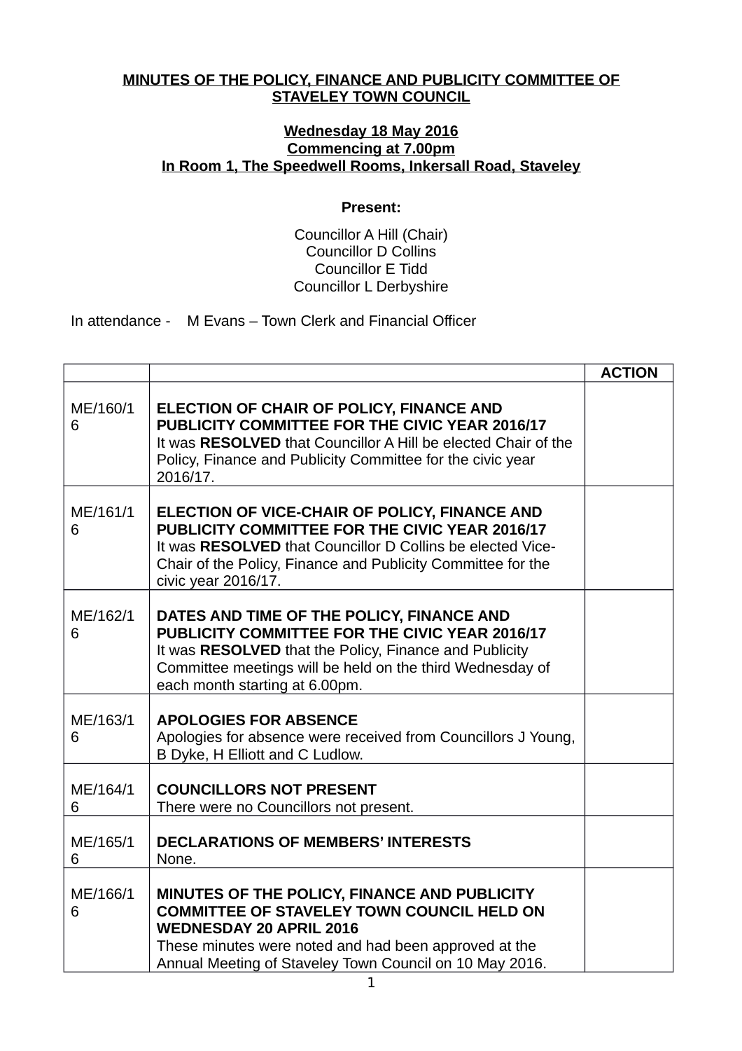**MINUTES OF THE POLICY, FINANCE AND PUBLICITY COMMITTEE OF STAVELEY TOWN COUNCIL**

**Wednesday 18 May 2016**
**Commencing at 7.00pm**
**In Room 1, The Speedwell Rooms, Inkersall Road, Staveley**

**Present:**

Councillor A Hill (Chair)
Councillor D Collins
Councillor E Tidd
Councillor L Derbyshire

In attendance - M Evans – Town Clerk and Financial Officer

| | | ACTION |
|---|---|---|
| ME/160/16 | **ELECTION OF CHAIR OF POLICY, FINANCE AND PUBLICITY COMMITTEE FOR THE CIVIC YEAR 2016/17** It was **RESOLVED** that Councillor A Hill be elected Chair of the Policy, Finance and Publicity Committee for the civic year 2016/17. | |
| ME/161/16 | **ELECTION OF VICE-CHAIR OF POLICY, FINANCE AND PUBLICITY COMMITTEE FOR THE CIVIC YEAR 2016/17** It was **RESOLVED** that Councillor D Collins be elected Vice-Chair of the Policy, Finance and Publicity Committee for the civic year 2016/17. | |
| ME/162/16 | **DATES AND TIME OF THE POLICY, FINANCE AND PUBLICITY COMMITTEE FOR THE CIVIC YEAR 2016/17** It was **RESOLVED** that the Policy, Finance and Publicity Committee meetings will be held on the third Wednesday of each month starting at 6.00pm. | |
| ME/163/16 | **APOLOGIES FOR ABSENCE** Apologies for absence were received from Councillors J Young, B Dyke, H Elliott and C Ludlow. | |
| ME/164/16 | **COUNCILLORS NOT PRESENT** There were no Councillors not present. | |
| ME/165/16 | **DECLARATIONS OF MEMBERS' INTERESTS** None. | |
| ME/166/16 | **MINUTES OF THE POLICY, FINANCE AND PUBLICITY COMMITTEE OF STAVELEY TOWN COUNCIL HELD ON WEDNESDAY 20 APRIL 2016** These minutes were noted and had been approved at the Annual Meeting of Staveley Town Council on 10 May 2016. | |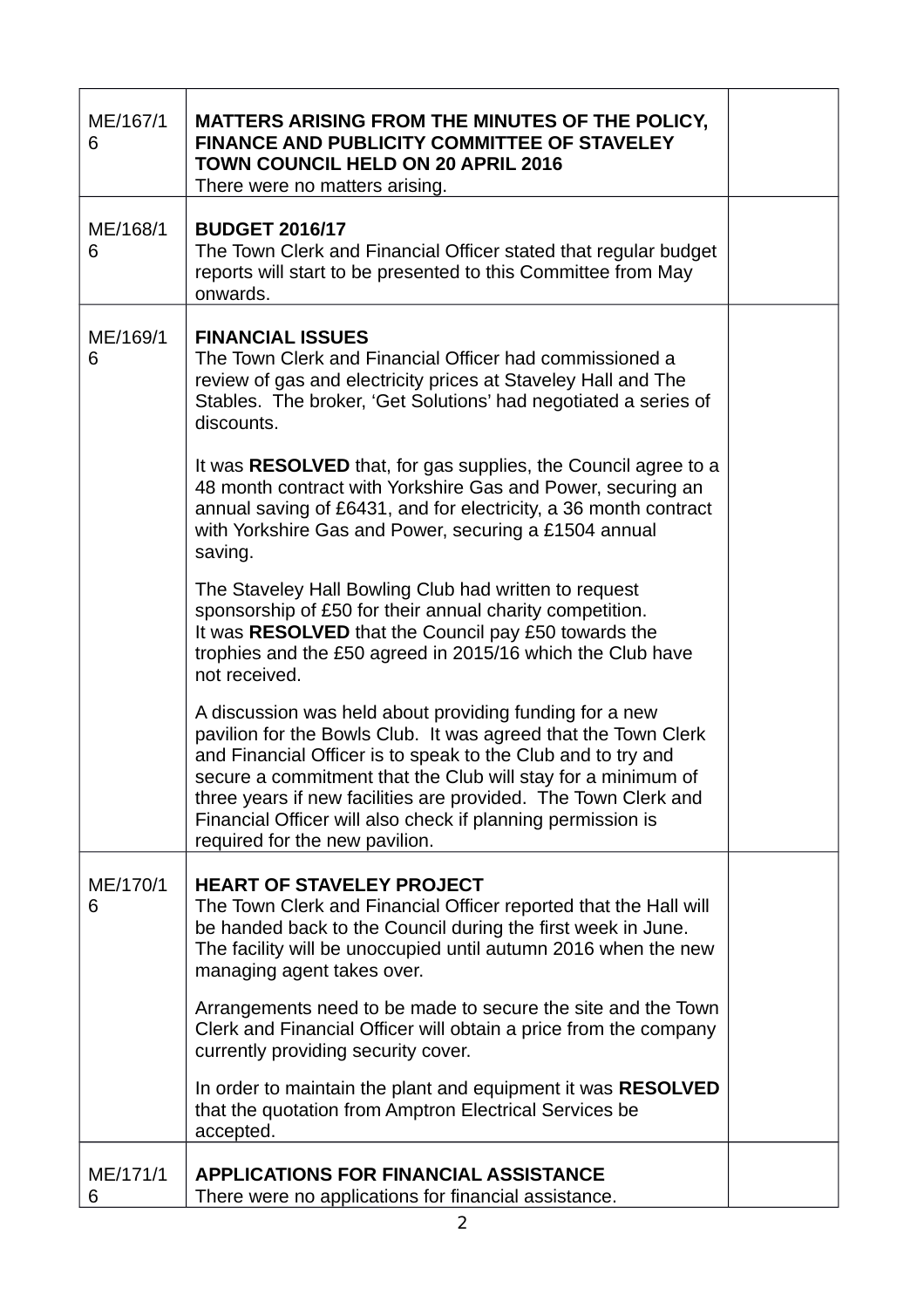| | | |
|---|---|---|
| ME/167/16 | **MATTERS ARISING FROM THE MINUTES OF THE POLICY, FINANCE AND PUBLICITY COMMITTEE OF STAVELEY TOWN COUNCIL HELD ON 20 APRIL 2016**<br>There were no matters arising. | |
| ME/168/16 | **BUDGET 2016/17**<br>The Town Clerk and Financial Officer stated that regular budget reports will start to be presented to this Committee from May onwards. | |
| ME/169/16 | **FINANCIAL ISSUES**<br>The Town Clerk and Financial Officer had commissioned a review of gas and electricity prices at Staveley Hall and The Stables. The broker, 'Get Solutions' had negotiated a series of discounts.<br><br>It was **RESOLVED** that, for gas supplies, the Council agree to a 48 month contract with Yorkshire Gas and Power, securing an annual saving of £6431, and for electricity, a 36 month contract with Yorkshire Gas and Power, securing a £1504 annual saving.<br><br>The Staveley Hall Bowling Club had written to request sponsorship of £50 for their annual charity competition.<br>It was **RESOLVED** that the Council pay £50 towards the trophies and the £50 agreed in 2015/16 which the Club have not received.<br><br>A discussion was held about providing funding for a new pavilion for the Bowls Club. It was agreed that the Town Clerk and Financial Officer is to speak to the Club and to try and secure a commitment that the Club will stay for a minimum of three years if new facilities are provided. The Town Clerk and Financial Officer will also check if planning permission is required for the new pavilion. | |
| ME/170/16 | **HEART OF STAVELEY PROJECT**<br>The Town Clerk and Financial Officer reported that the Hall will be handed back to the Council during the first week in June. The facility will be unoccupied until autumn 2016 when the new managing agent takes over.<br><br>Arrangements need to be made to secure the site and the Town Clerk and Financial Officer will obtain a price from the company currently providing security cover.<br><br>In order to maintain the plant and equipment it was **RESOLVED** that the quotation from Amptron Electrical Services be accepted. | |
| ME/171/16 | **APPLICATIONS FOR FINANCIAL ASSISTANCE**<br>There were no applications for financial assistance. | |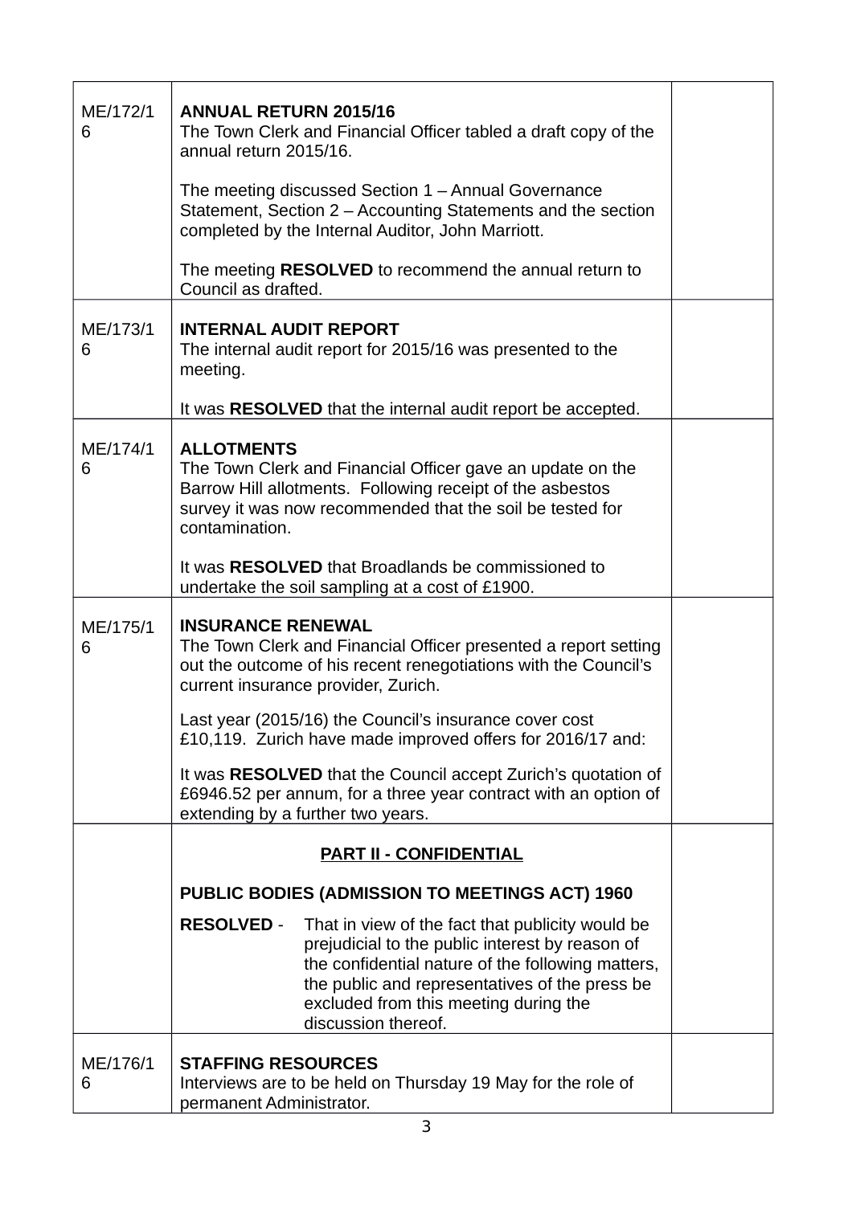| | | |
|---|---|---|
| ME/172/16 | **ANNUAL RETURN 2015/16**<br>The Town Clerk and Financial Officer tabled a draft copy of the annual return 2015/16.<br><br>The meeting discussed Section 1 – Annual Governance Statement, Section 2 – Accounting Statements and the section completed by the Internal Auditor, John Marriott.<br><br>The meeting **RESOLVED** to recommend the annual return to Council as drafted. | |
| ME/173/16 | **INTERNAL AUDIT REPORT**<br>The internal audit report for 2015/16 was presented to the meeting.<br><br>It was **RESOLVED** that the internal audit report be accepted. | |
| ME/174/16 | **ALLOTMENTS**<br>The Town Clerk and Financial Officer gave an update on the Barrow Hill allotments. Following receipt of the asbestos survey it was now recommended that the soil be tested for contamination.<br><br>It was **RESOLVED** that Broadlands be commissioned to undertake the soil sampling at a cost of £1900. | |
| ME/175/16 | **INSURANCE RENEWAL**<br>The Town Clerk and Financial Officer presented a report setting out the outcome of his recent renegotiations with the Council's current insurance provider, Zurich.<br><br>Last year (2015/16) the Council's insurance cover cost £10,119. Zurich have made improved offers for 2016/17 and:<br><br>It was **RESOLVED** that the Council accept Zurich's quotation of £6946.52 per annum, for a three year contract with an option of extending by a further two years. | |
| | **PART II - CONFIDENTIAL**<br><br>**PUBLIC BODIES (ADMISSION TO MEETINGS ACT) 1960**<br><br>**RESOLVED** - That in view of the fact that publicity would be prejudicial to the public interest by reason of the confidential nature of the following matters, the public and representatives of the press be excluded from this meeting during the discussion thereof. | |
| ME/176/16 | **STAFFING RESOURCES**<br>Interviews are to be held on Thursday 19 May for the role of permanent Administrator. | |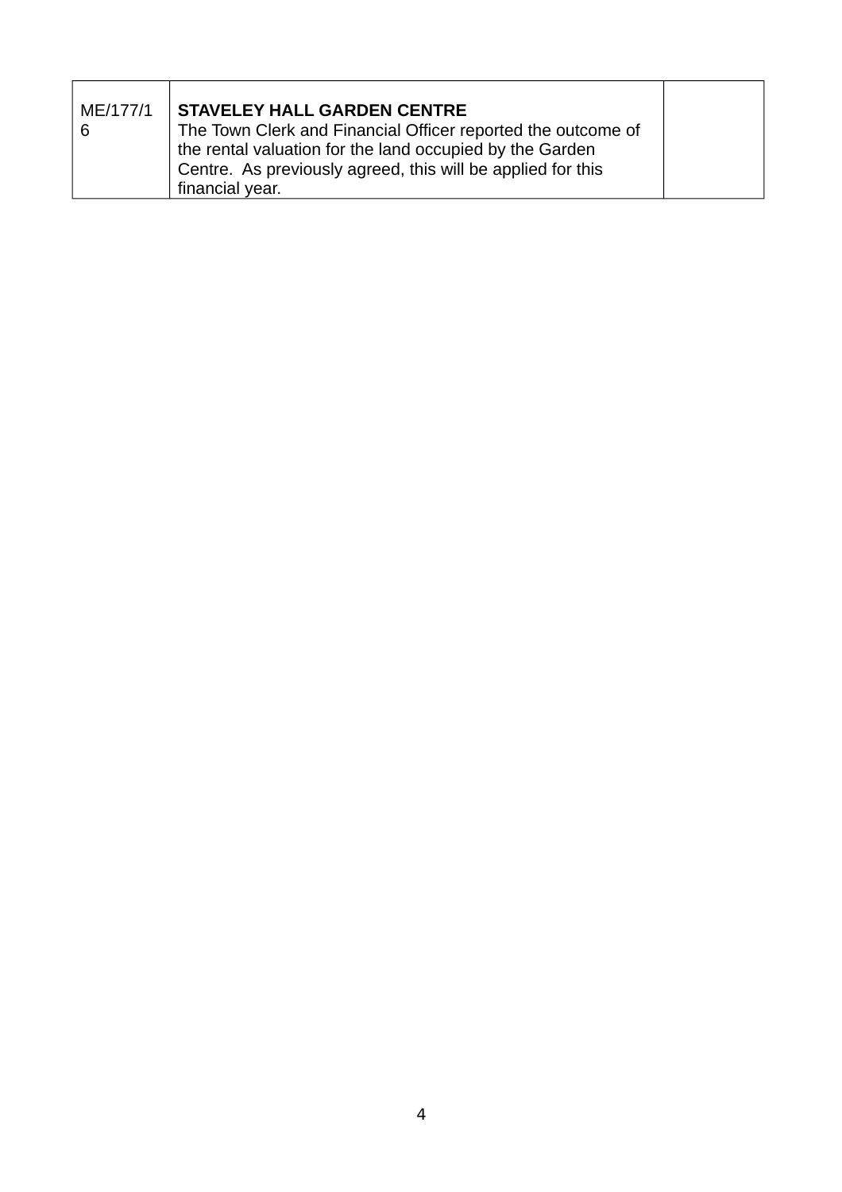| | | |
|---|---|---|
| ME/177/16 | **STAVELEY HALL GARDEN CENTRE**<br>The Town Clerk and Financial Officer reported the outcome of the rental valuation for the land occupied by the Garden Centre. As previously agreed, this will be applied for this financial year. | |